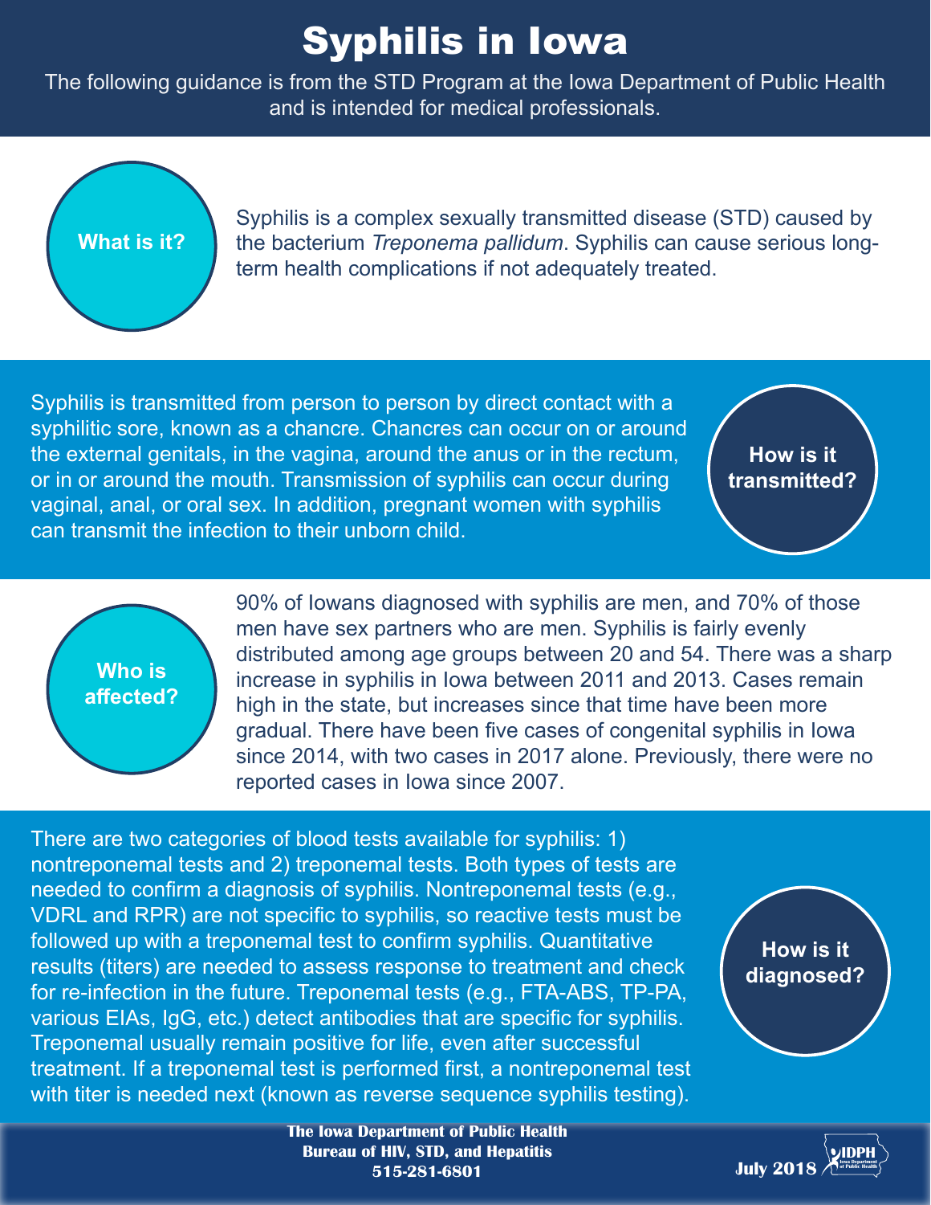# Syphilis in Iowa

The following guidance is from the STD Program at the Iowa Department of Public Health and is intended for medical professionals.

## What is it?

Syphilis is a complex sexually transmitted disease (STD) caused by the bacterium *Treponema pallidum*. Syphilis can cause serious long-term health complications if not adequately treated.

## How is it transmitted?

Syphilis is transmitted from person to person by direct contact with a syphilitic sore, known as a chancre. Chancres can occur on or around the external genitals, in the vagina, around the anus or in the rectum, or in or around the mouth. Transmission of syphilis can occur during vaginal, anal, or oral sex. In addition, pregnant women with syphilis can transmit the infection to their unborn child.

## Who is affected?

90% of Iowans diagnosed with syphilis are men, and 70% of those men have sex partners who are men. Syphilis is fairly evenly distributed among age groups between 20 and 54. There was a sharp increase in syphilis in Iowa between 2011 and 2013. Cases remain high in the state, but increases since that time have been more gradual. There have been five cases of congenital syphilis in Iowa since 2014, with two cases in 2017 alone. Previously, there were no reported cases in Iowa since 2007.

## How is it diagnosed?

There are two categories of blood tests available for syphilis: 1) nontreponemal tests and 2) treponemal tests. Both types of tests are needed to confirm a diagnosis of syphilis. Nontreponemal tests (e.g., VDRL and RPR) are not specific to syphilis, so reactive tests must be followed up with a treponemal test to confirm syphilis. Quantitative results (titers) are needed to assess response to treatment and check for re-infection in the future. Treponemal tests (e.g., FTA-ABS, TP-PA, various EIAs, IgG, etc.) detect antibodies that are specific for syphilis. Treponemal usually remain positive for life, even after successful treatment. If a treponemal test is performed first, a nontreponemal test with titer is needed next (known as reverse sequence syphilis testing).

**The Iowa Department of Public Health**
**Bureau of HIV, STD, and Hepatitis**
**515-281-6801**

**July 2018**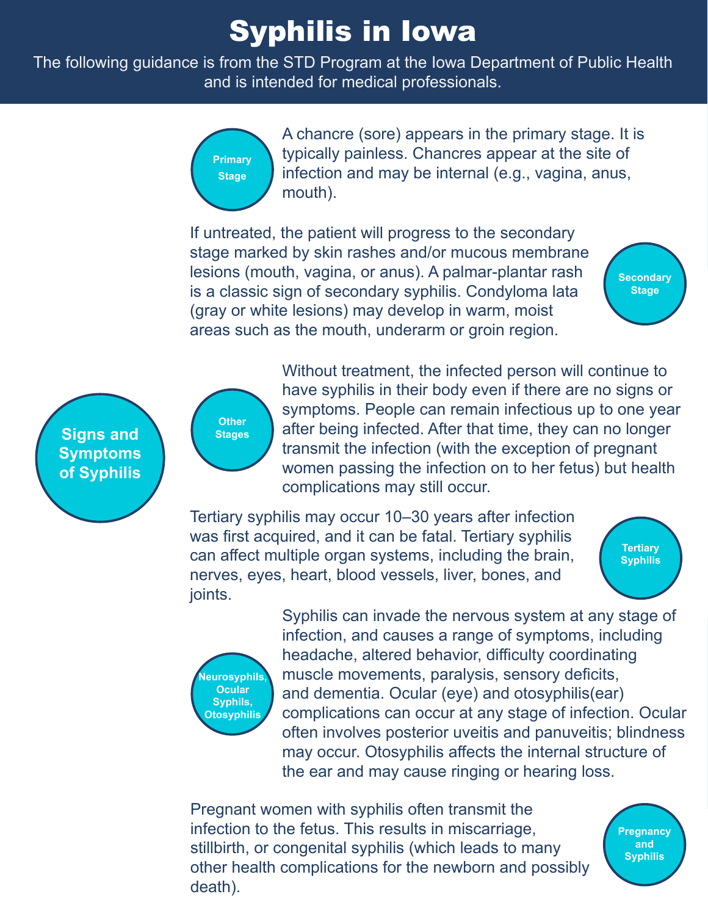# Syphilis in Iowa

The following guidance is from the STD Program at the Iowa Department of Public Health and is intended for medical professionals.

## Signs and Symptoms of Syphilis

### Primary Stage

A chancre (sore) appears in the primary stage. It is typically painless. Chancres appear at the site of infection and may be internal (e.g., vagina, anus, mouth).

### Secondary Stage

If untreated, the patient will progress to the secondary stage marked by skin rashes and/or mucous membrane lesions (mouth, vagina, or anus). A palmar-plantar rash is a classic sign of secondary syphilis. Condyloma lata (gray or white lesions) may develop in warm, moist areas such as the mouth, underarm or groin region.

### Other Stages

Without treatment, the infected person will continue to have syphilis in their body even if there are no signs or symptoms. People can remain infectious up to one year after being infected. After that time, they can no longer transmit the infection (with the exception of pregnant women passing the infection on to her fetus) but health complications may still occur.

### Tertiary Syphilis

Tertiary syphilis may occur 10–30 years after infection was first acquired, and it can be fatal. Tertiary syphilis can affect multiple organ systems, including the brain, nerves, eyes, heart, blood vessels, liver, bones, and joints.

### Neurosyphils, Ocular Syphils, Otosyphilis

Syphilis can invade the nervous system at any stage of infection, and causes a range of symptoms, including headache, altered behavior, difficulty coordinating muscle movements, paralysis, sensory deficits, and dementia. Ocular (eye) and otosyphilis(ear) complications can occur at any stage of infection. Ocular often involves posterior uveitis and panuveitis; blindness may occur. Otosyphilis affects the internal structure of the ear and may cause ringing or hearing loss.

### Pregnancy and Syphilis

Pregnant women with syphilis often transmit the infection to the fetus. This results in miscarriage, stillbirth, or congenital syphilis (which leads to many other health complications for the newborn and possibly death).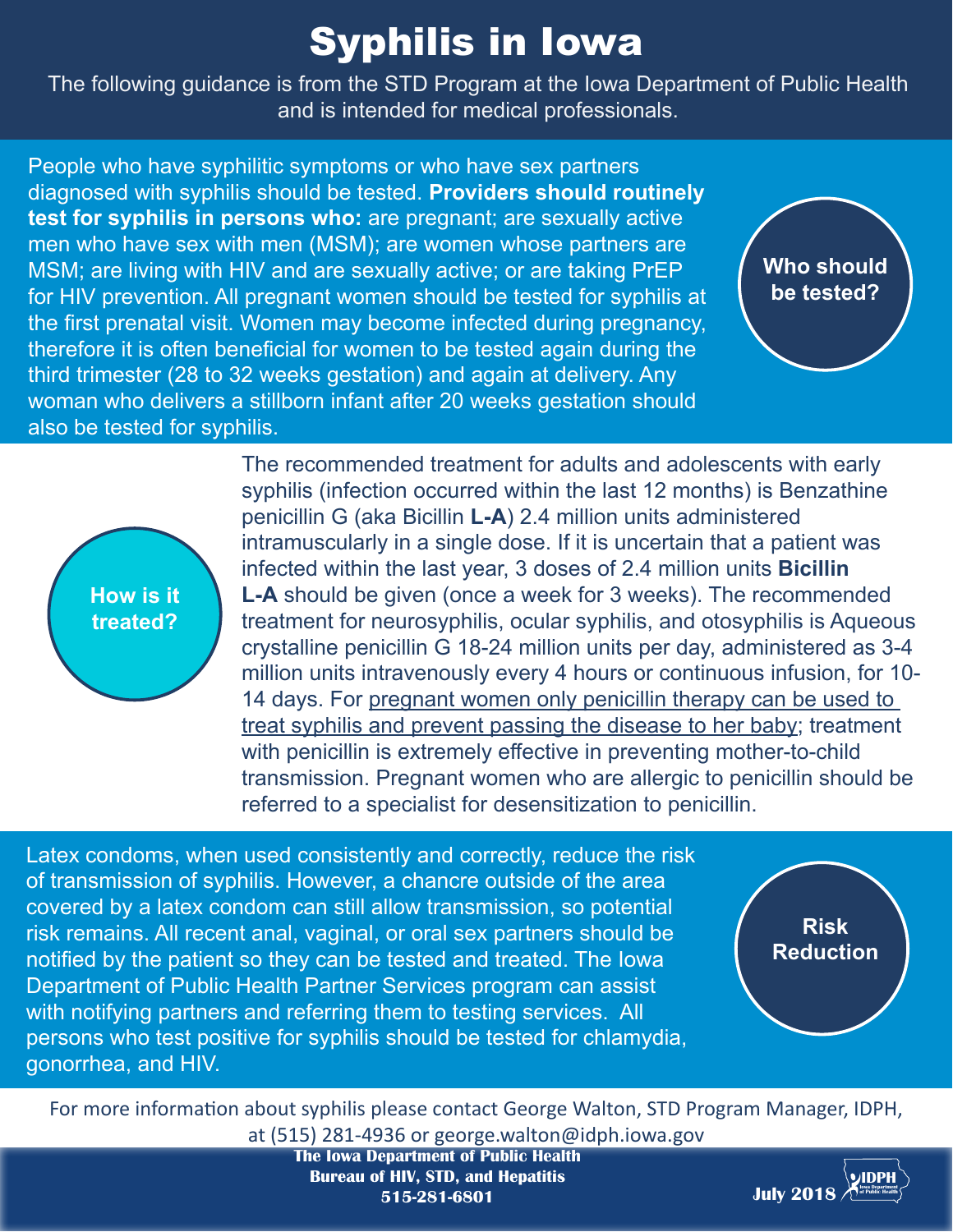# Syphilis in Iowa

The following guidance is from the STD Program at the Iowa Department of Public Health and is intended for medical professionals.

## Who should be tested?

People who have syphilitic symptoms or who have sex partners diagnosed with syphilis should be tested. **Providers should routinely test for syphilis in persons who:** are pregnant; are sexually active men who have sex with men (MSM); are women whose partners are MSM; are living with HIV and are sexually active; or are taking PrEP for HIV prevention. All pregnant women should be tested for syphilis at the first prenatal visit. Women may become infected during pregnancy, therefore it is often beneficial for women to be tested again during the third trimester (28 to 32 weeks gestation) and again at delivery. Any woman who delivers a stillborn infant after 20 weeks gestation should also be tested for syphilis.

## How is it treated?

The recommended treatment for adults and adolescents with early syphilis (infection occurred within the last 12 months) is Benzathine penicillin G (aka Bicillin **L-A**) 2.4 million units administered intramuscularly in a single dose. If it is uncertain that a patient was infected within the last year, 3 doses of 2.4 million units **Bicillin L-A** should be given (once a week for 3 weeks). The recommended treatment for neurosyphilis, ocular syphilis, and otosyphilis is Aqueous crystalline penicillin G 18-24 million units per day, administered as 3-4 million units intravenously every 4 hours or continuous infusion, for 10-14 days. For pregnant women only penicillin therapy can be used to treat syphilis and prevent passing the disease to her baby; treatment with penicillin is extremely effective in preventing mother-to-child transmission. Pregnant women who are allergic to penicillin should be referred to a specialist for desensitization to penicillin.

## Risk Reduction

Latex condoms, when used consistently and correctly, reduce the risk of transmission of syphilis. However, a chancre outside of the area covered by a latex condom can still allow transmission, so potential risk remains. All recent anal, vaginal, or oral sex partners should be notified by the patient so they can be tested and treated. The Iowa Department of Public Health Partner Services program can assist with notifying partners and referring them to testing services. All persons who test positive for syphilis should be tested for chlamydia, gonorrhea, and HIV.

For more information about syphilis please contact George Walton, STD Program Manager, IDPH, at (515) 281-4936 or george.walton@idph.iowa.gov

**The Iowa Department of Public Health**
**Bureau of HIV, STD, and Hepatitis**
**515-281-6801**

**July 2018**